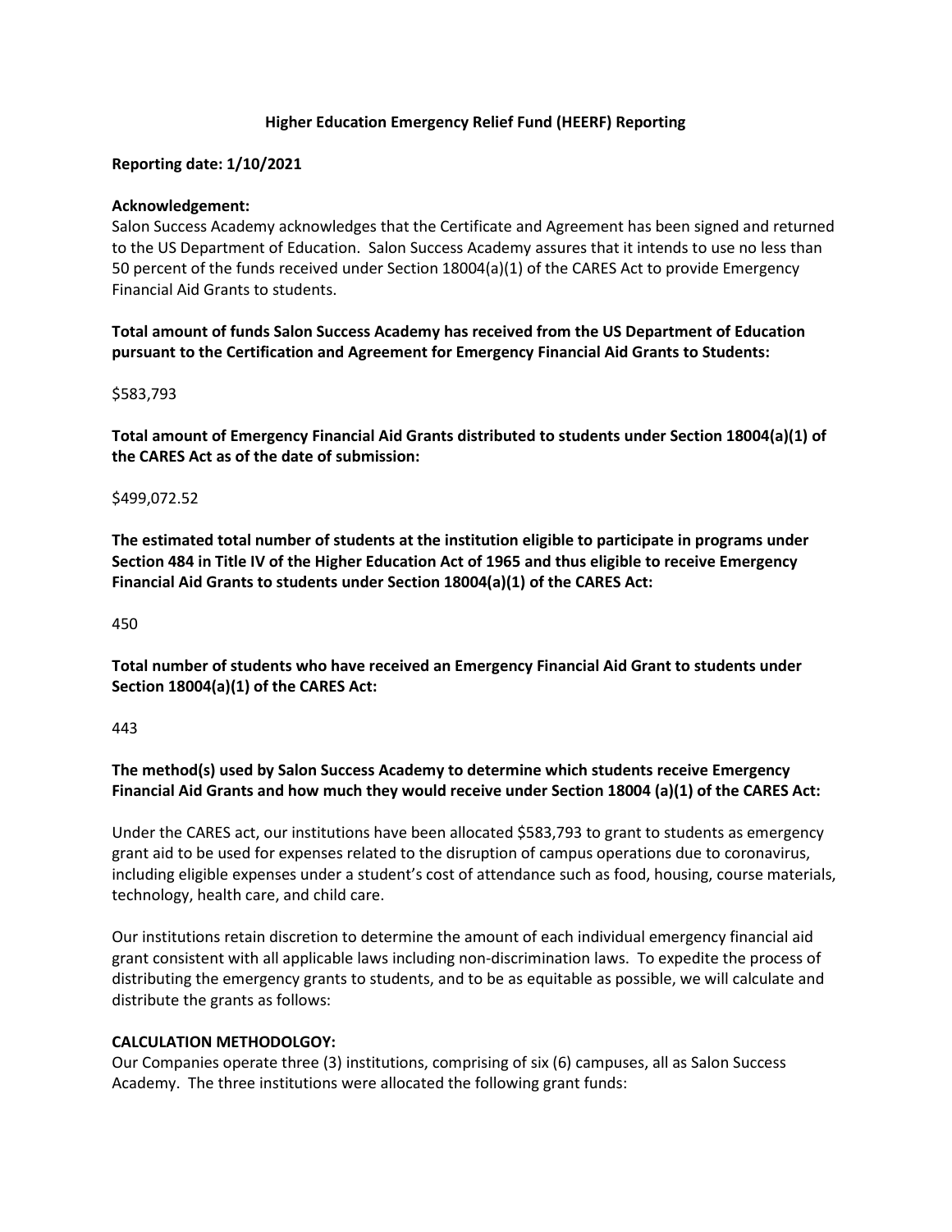# Higher Education Emergency Relief Fund (HEERF) Reporting

**Reporting date: 1/10/2021**

**Acknowledgement:**

Salon Success Academy acknowledges that the Certificate and Agreement has been signed and returned to the US Department of Education. Salon Success Academy assures that it intends to use no less than 50 percent of the funds received under Section 18004(a)(1) of the CARES Act to provide Emergency Financial Aid Grants to students.

**Total amount of funds Salon Success Academy has received from the US Department of Education pursuant to the Certification and Agreement for Emergency Financial Aid Grants to Students:**

$583,793

**Total amount of Emergency Financial Aid Grants distributed to students under Section 18004(a)(1) of the CARES Act as of the date of submission:**

$499,072.52

**The estimated total number of students at the institution eligible to participate in programs under Section 484 in Title IV of the Higher Education Act of 1965 and thus eligible to receive Emergency Financial Aid Grants to students under Section 18004(a)(1) of the CARES Act:**

450

**Total number of students who have received an Emergency Financial Aid Grant to students under Section 18004(a)(1) of the CARES Act:**

443

**The method(s) used by Salon Success Academy to determine which students receive Emergency Financial Aid Grants and how much they would receive under Section 18004 (a)(1) of the CARES Act:**

Under the CARES act, our institutions have been allocated $583,793 to grant to students as emergency grant aid to be used for expenses related to the disruption of campus operations due to coronavirus, including eligible expenses under a student's cost of attendance such as food, housing, course materials, technology, health care, and child care.

Our institutions retain discretion to determine the amount of each individual emergency financial aid grant consistent with all applicable laws including non-discrimination laws. To expedite the process of distributing the emergency grants to students, and to be as equitable as possible, we will calculate and distribute the grants as follows:

**CALCULATION METHODOLGOY:**

Our Companies operate three (3) institutions, comprising of six (6) campuses, all as Salon Success Academy. The three institutions were allocated the following grant funds: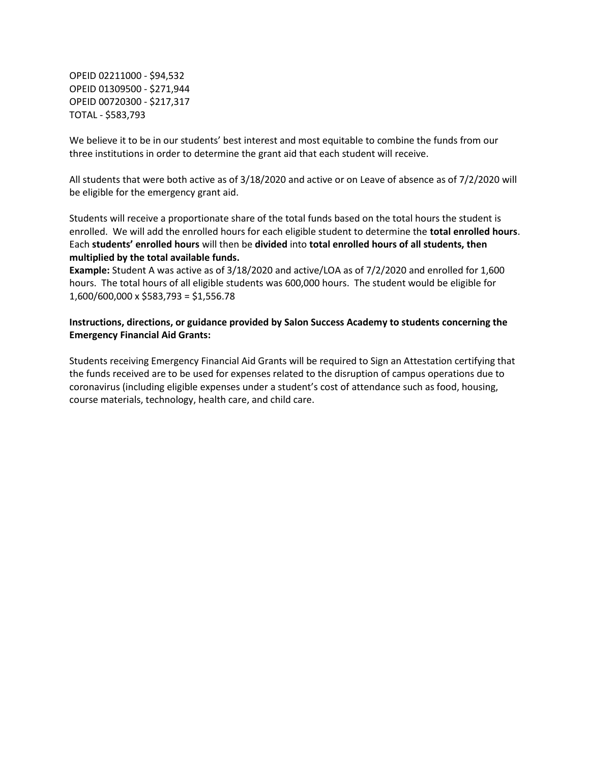OPEID 02211000 - $94,532
OPEID 01309500 - $271,944
OPEID 00720300 - $217,317
TOTAL - $583,793

We believe it to be in our students' best interest and most equitable to combine the funds from our three institutions in order to determine the grant aid that each student will receive.

All students that were both active as of 3/18/2020 and active or on Leave of absence as of 7/2/2020 will be eligible for the emergency grant aid.

Students will receive a proportionate share of the total funds based on the total hours the student is enrolled. We will add the enrolled hours for each eligible student to determine the **total enrolled hours**. Each **students' enrolled hours** will then be **divided** into **total enrolled hours of all students, then multiplied by the total available funds.**

**Example:** Student A was active as of 3/18/2020 and active/LOA as of 7/2/2020 and enrolled for 1,600 hours. The total hours of all eligible students was 600,000 hours. The student would be eligible for 1,600/600,000 x $583,793 = $1,556.78

**Instructions, directions, or guidance provided by Salon Success Academy to students concerning the Emergency Financial Aid Grants:**

Students receiving Emergency Financial Aid Grants will be required to Sign an Attestation certifying that the funds received are to be used for expenses related to the disruption of campus operations due to coronavirus (including eligible expenses under a student's cost of attendance such as food, housing, course materials, technology, health care, and child care.